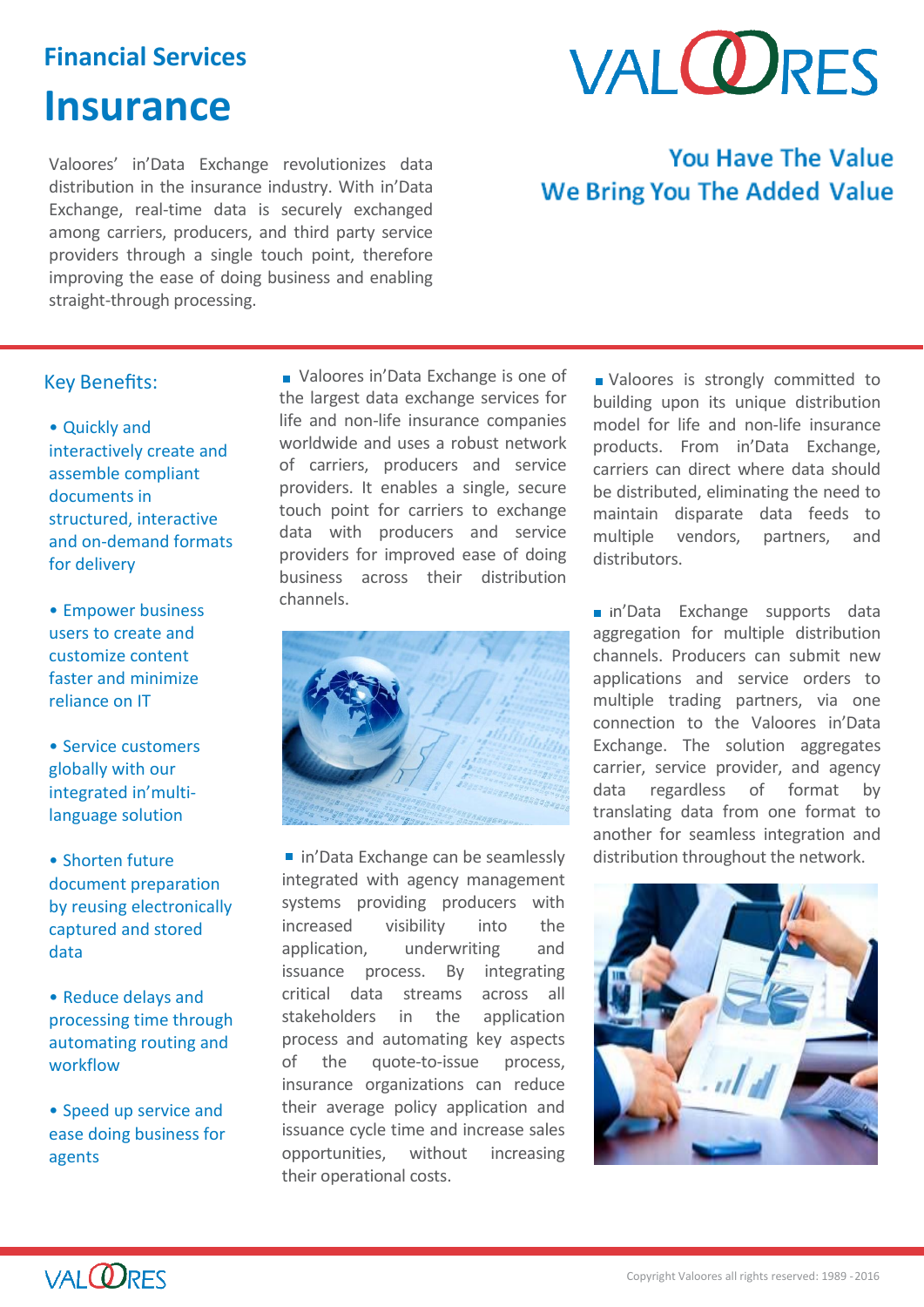# Financial Services

# Insurance

Valoores' in'Data Exchange revolutionizes data distribution in the insurance industry. With in'Data Exchange, real-time data is securely exchanged among carriers, producers, and third party service providers through a single touch point, therefore improving the ease of doing business and enabling straight-through processing.

**You Have The Value**
**We Bring You The Added Value**

## Key Benefits:

- Quickly and interactively create and assemble compliant documents in structured, interactive and on-demand formats for delivery
- Empower business users to create and customize content faster and minimize reliance on IT
- Service customers globally with our integrated in'multi-language solution
- Shorten future document preparation by reusing electronically captured and stored data
- Reduce delays and processing time through automating routing and workflow
- Speed up service and ease doing business for agents

- Valoores in'Data Exchange is one of the largest data exchange services for life and non-life insurance companies worldwide and uses a robust network of carriers, producers and service providers. It enables a single, secure touch point for carriers to exchange data with producers and service providers for improved ease of doing business across their distribution channels.

- in'Data Exchange can be seamlessly integrated with agency management systems providing producers with increased visibility into the application, underwriting and issuance process. By integrating critical data streams across all stakeholders in the application process and automating key aspects of the quote-to-issue process, insurance organizations can reduce their average policy application and issuance cycle time and increase sales opportunities, without increasing their operational costs.

- Valoores is strongly committed to building upon its unique distribution model for life and non-life insurance products. From in'Data Exchange, carriers can direct where data should be distributed, eliminating the need to maintain disparate data feeds to multiple vendors, partners, and distributors.

- in'Data Exchange supports data aggregation for multiple distribution channels. Producers can submit new applications and service orders to multiple trading partners, via one connection to the Valoores in'Data Exchange. The solution aggregates carrier, service provider, and agency data regardless of format by translating data from one format to another for seamless integration and distribution throughout the network.

Copyright Valoores all rights reserved: 1989 - 2016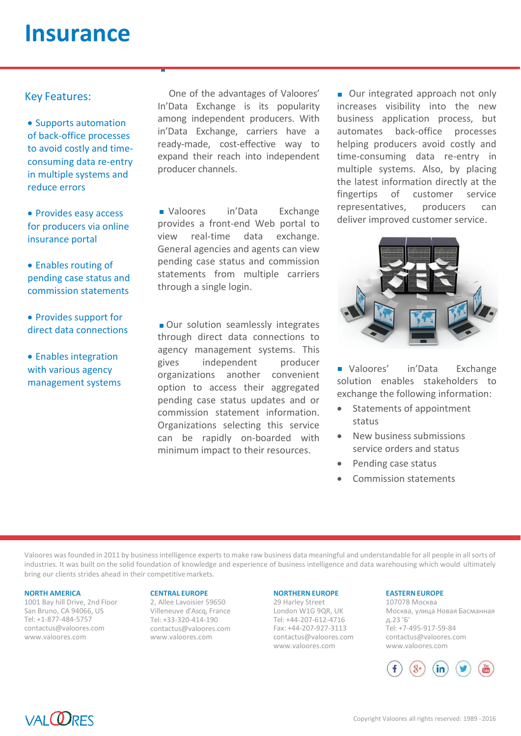# Insurance

## Key Features:

- Supports automation of back-office processes to avoid costly and time-consuming data re-entry in multiple systems and reduce errors
- Provides easy access for producers via online insurance portal
- Enables routing of pending case status and commission statements
- Provides support for direct data connections
- Enables integration with various agency management systems

One of the advantages of Valoores' In'Data Exchange is its popularity among independent producers. With in'Data Exchange, carriers have a ready-made, cost-effective way to expand their reach into independent producer channels.

- Valoores in'Data Exchange provides a front-end Web portal to view real-time data exchange. General agencies and agents can view pending case status and commission statements from multiple carriers through a single login.

- Our solution seamlessly integrates through direct data connections to agency management systems. This gives independent producer organizations another convenient option to access their aggregated pending case status updates and or commission statement information. Organizations selecting this service can be rapidly on-boarded with minimum impact to their resources.

- Our integrated approach not only increases visibility into the new business application process, but automates back-office processes helping producers avoid costly and time-consuming data re-entry in multiple systems. Also, by placing the latest information directly at the fingertips of customer service representatives, producers can deliver improved customer service.

- Valoores' in'Data Exchange solution enables stakeholders to exchange the following information:
  - Statements of appointment status
  - New business submissions service orders and status
  - Pending case status
  - Commission statements

Valoores was founded in 2011 by business intelligence experts to make raw business data meaningful and understandable for all people in all sorts of industries. It was built on the solid foundation of knowledge and experience of business intelligence and data warehousing which would ultimately bring our clients strides ahead in their competitive markets.

**NORTH AMERICA**
1001 Bay hill Drive, 2nd Floor
San Bruno, CA 94066, US
Tel: +1-877-484-5757
contactus@valoores.com
www.valoores.com

**CENTRAL EUROPE**
2, Allee Lavoisier 59650
Villeneuve d'Ascq, France
Tel: +33-320-414-190
contactus@valoores.com
www.valoores.com

**NORTHERN EUROPE**
29 Harley Street
London W1G 9QR, UK
Tel: +44-207-612-4716
Fax: +44-207-927-3113
contactus@valoores.com
www.valoores.com

**EASTERN EUROPE**
107078 Москва
Москва, улица Новая Басманная
д.23 'Б'
Tel: +7-495-917-59-84
contactus@valoores.com
www.valoores.com

VALOORES

Copyright Valoores all rights reserved: 1989 - 2016